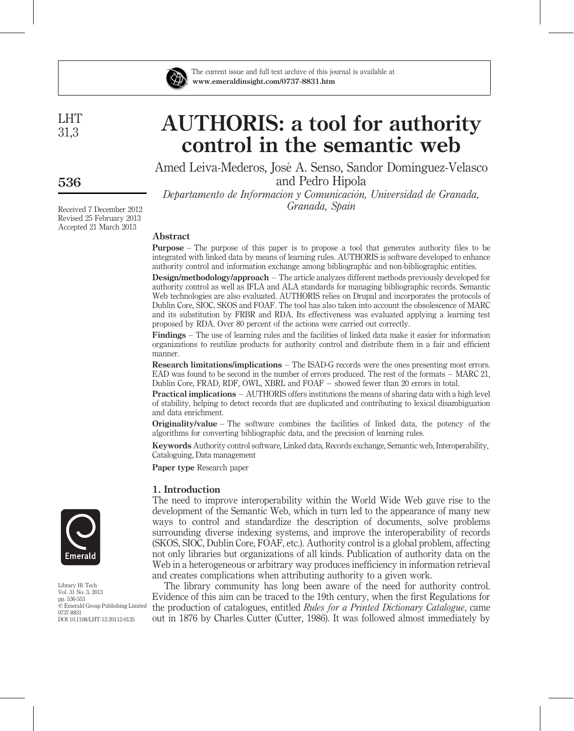# AUTHORIS: a tool for authority control in the semantic web

Amed Leiva-Mederos, José A. Senso, Sandor Domínguez-Velasco and Pedro Hípola

*Departamento de Informacion y Comunicación, Universidad de Granada, Granada, Spain*

Received 7 December 2012
Revised 25 February 2013
Accepted 21 March 2013

## Abstract

**Purpose** – The purpose of this paper is to propose a tool that generates authority files to be integrated with linked data by means of learning rules. AUTHORIS is software developed to enhance authority control and information exchange among bibliographic and non-bibliographic entities.

**Design/methodology/approach** – The article analyzes different methods previously developed for authority control as well as IFLA and ALA standards for managing bibliographic records. Semantic Web technologies are also evaluated. AUTHORIS relies on Drupal and incorporates the protocols of Dublin Core, SIOC, SKOS and FOAF. The tool has also taken into account the obsolescence of MARC and its substitution by FRBR and RDA. Its effectiveness was evaluated applying a learning test proposed by RDA. Over 80 percent of the actions were carried out correctly.

**Findings** – The use of learning rules and the facilities of linked data make it easier for information organizations to reutilize products for authority control and distribute them in a fair and efficient manner.

**Research limitations/implications** – The ISAD-G records were the ones presenting most errors. EAD was found to be second in the number of errors produced. The rest of the formats – MARC 21, Dublin Core, FRAD, RDF, OWL, XBRL and FOAF – showed fewer than 20 errors in total.

**Practical implications** – AUTHORIS offers institutions the means of sharing data with a high level of stability, helping to detect records that are duplicated and contributing to lexical disambiguation and data enrichment.

**Originality/value** – The software combines the facilities of linked data, the potency of the algorithms for converting bibliographic data, and the precision of learning rules.

**Keywords** Authority control software, Linked data, Records exchange, Semantic web, Interoperability, Cataloguing, Data management

**Paper type** Research paper

## 1. Introduction

The need to improve interoperability within the World Wide Web gave rise to the development of the Semantic Web, which in turn led to the appearance of many new ways to control and standardize the description of documents, solve problems surrounding diverse indexing systems, and improve the interoperability of records (SKOS, SIOC, Dublin Core, FOAF, etc.). Authority control is a global problem, affecting not only libraries but organizations of all kinds. Publication of authority data on the Web in a heterogeneous or arbitrary way produces inefficiency in information retrieval and creates complications when attributing authority to a given work.

The library community has long been aware of the need for authority control. Evidence of this aim can be traced to the 19th century, when the first Regulations for the production of catalogues, entitled *Rules for a Printed Dictionary Catalogue*, came out in 1876 by Charles Cutter (Cutter, 1986). It was followed almost immediately by

Library Hi Tech
Vol. 31 No. 3, 2013
pp. 536-553
© Emerald Group Publishing Limited
0737-8831
DOI 10.1108/LHT-12-20112-0135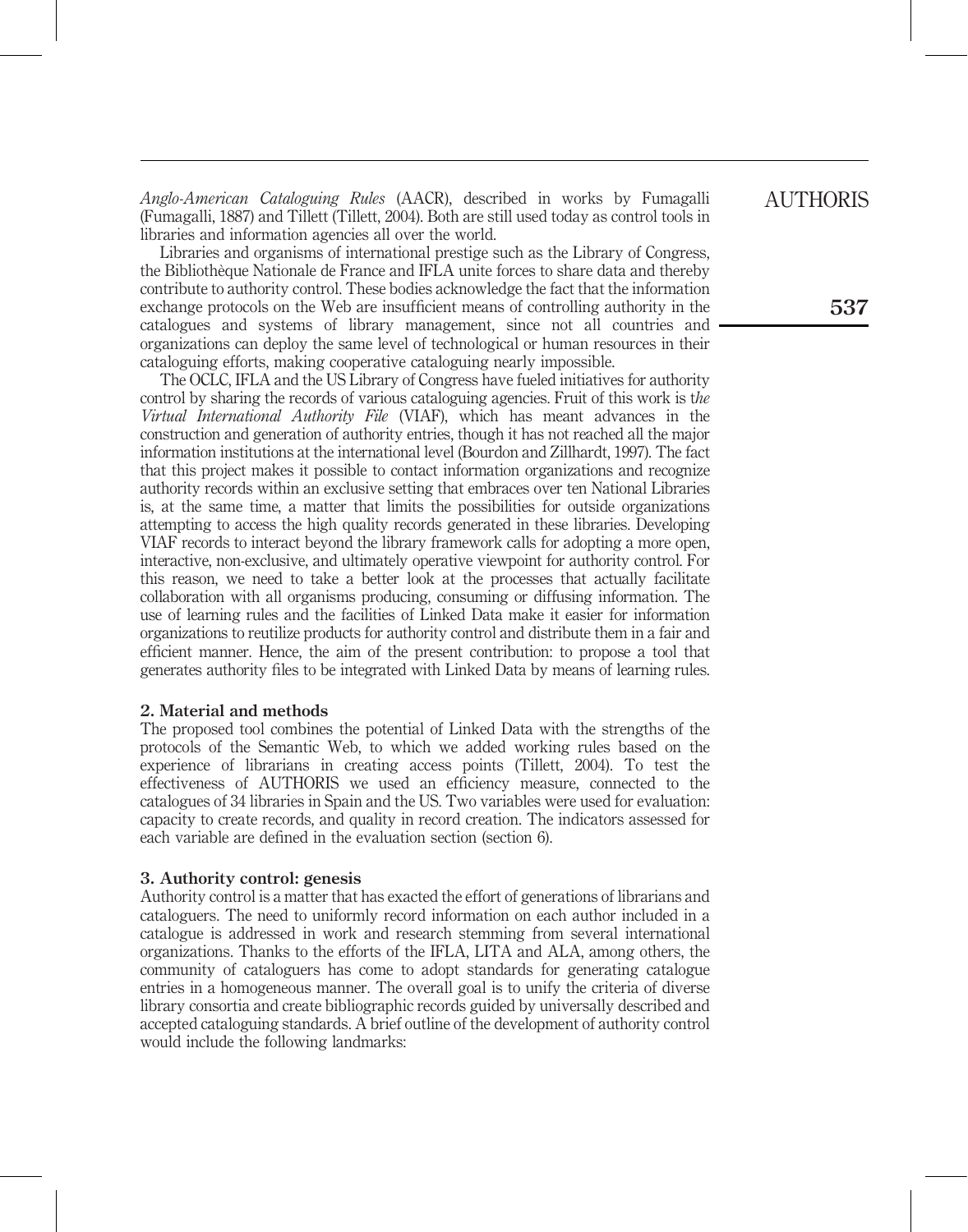*Anglo-American Cataloguing Rules* (AACR), described in works by Fumagalli (Fumagalli, 1887) and Tillett (Tillett, 2004). Both are still used today as control tools in libraries and information agencies all over the world.

Libraries and organisms of international prestige such as the Library of Congress, the Bibliothèque Nationale de France and IFLA unite forces to share data and thereby contribute to authority control. These bodies acknowledge the fact that the information exchange protocols on the Web are insufficient means of controlling authority in the catalogues and systems of library management, since not all countries and organizations can deploy the same level of technological or human resources in their cataloguing efforts, making cooperative cataloguing nearly impossible.

The OCLC, IFLA and the US Library of Congress have fueled initiatives for authority control by sharing the records of various cataloguing agencies. Fruit of this work is t*he Virtual International Authority File* (VIAF), which has meant advances in the construction and generation of authority entries, though it has not reached all the major information institutions at the international level (Bourdon and Zillhardt, 1997). The fact that this project makes it possible to contact information organizations and recognize authority records within an exclusive setting that embraces over ten National Libraries is, at the same time, a matter that limits the possibilities for outside organizations attempting to access the high quality records generated in these libraries. Developing VIAF records to interact beyond the library framework calls for adopting a more open, interactive, non-exclusive, and ultimately operative viewpoint for authority control. For this reason, we need to take a better look at the processes that actually facilitate collaboration with all organisms producing, consuming or diffusing information. The use of learning rules and the facilities of Linked Data make it easier for information organizations to reutilize products for authority control and distribute them in a fair and efficient manner. Hence, the aim of the present contribution: to propose a tool that generates authority files to be integrated with Linked Data by means of learning rules.

## 2. Material and methods

The proposed tool combines the potential of Linked Data with the strengths of the protocols of the Semantic Web, to which we added working rules based on the experience of librarians in creating access points (Tillett, 2004). To test the effectiveness of AUTHORIS we used an efficiency measure, connected to the catalogues of 34 libraries in Spain and the US. Two variables were used for evaluation: capacity to create records, and quality in record creation. The indicators assessed for each variable are defined in the evaluation section (section 6).

## 3. Authority control: genesis

Authority control is a matter that has exacted the effort of generations of librarians and cataloguers. The need to uniformly record information on each author included in a catalogue is addressed in work and research stemming from several international organizations. Thanks to the efforts of the IFLA, LITA and ALA, among others, the community of cataloguers has come to adopt standards for generating catalogue entries in a homogeneous manner. The overall goal is to unify the criteria of diverse library consortia and create bibliographic records guided by universally described and accepted cataloguing standards. A brief outline of the development of authority control would include the following landmarks: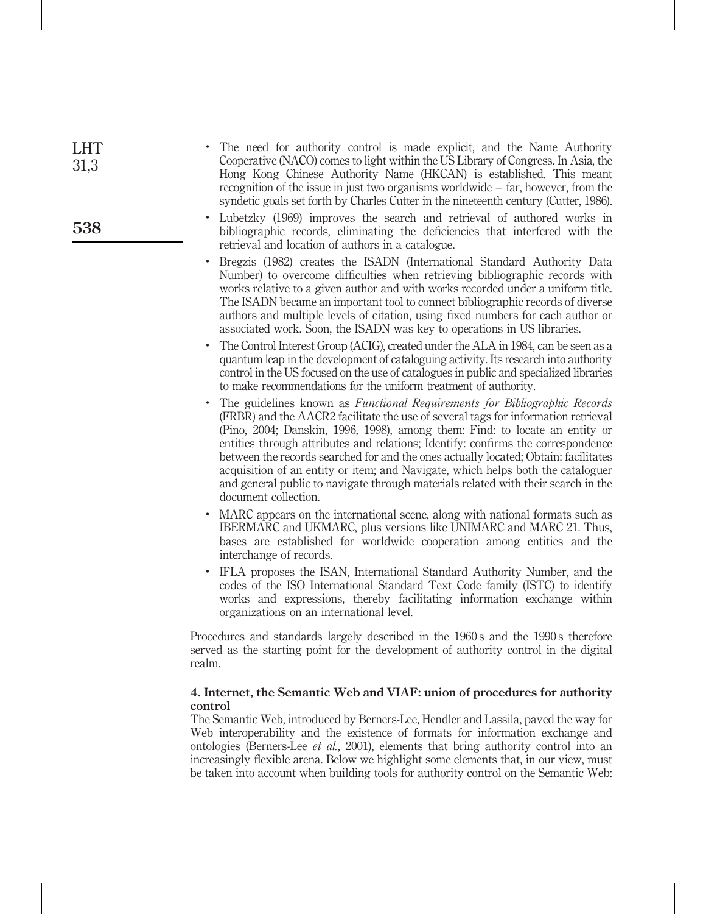- The need for authority control is made explicit, and the Name Authority Cooperative (NACO) comes to light within the US Library of Congress. In Asia, the Hong Kong Chinese Authority Name (HKCAN) is established. This meant recognition of the issue in just two organisms worldwide – far, however, from the syndetic goals set forth by Charles Cutter in the nineteenth century (Cutter, 1986).
- Lubetzky (1969) improves the search and retrieval of authored works in bibliographic records, eliminating the deficiencies that interfered with the retrieval and location of authors in a catalogue.
- Bregzis (1982) creates the ISADN (International Standard Authority Data Number) to overcome difficulties when retrieving bibliographic records with works relative to a given author and with works recorded under a uniform title. The ISADN became an important tool to connect bibliographic records of diverse authors and multiple levels of citation, using fixed numbers for each author or associated work. Soon, the ISADN was key to operations in US libraries.
- The Control Interest Group (ACIG), created under the ALA in 1984, can be seen as a quantum leap in the development of cataloguing activity. Its research into authority control in the US focused on the use of catalogues in public and specialized libraries to make recommendations for the uniform treatment of authority.
- The guidelines known as *Functional Requirements for Bibliographic Records* (FRBR) and the AACR2 facilitate the use of several tags for information retrieval (Pino, 2004; Danskin, 1996, 1998), among them: Find: to locate an entity or entities through attributes and relations; Identify: confirms the correspondence between the records searched for and the ones actually located; Obtain: facilitates acquisition of an entity or item; and Navigate, which helps both the cataloguer and general public to navigate through materials related with their search in the document collection.
- MARC appears on the international scene, along with national formats such as IBERMARC and UKMARC, plus versions like UNIMARC and MARC 21. Thus, bases are established for worldwide cooperation among entities and the interchange of records.
- IFLA proposes the ISAN, International Standard Authority Number, and the codes of the ISO International Standard Text Code family (ISTC) to identify works and expressions, thereby facilitating information exchange within organizations on an international level.

Procedures and standards largely described in the 1960 s and the 1990 s therefore served as the starting point for the development of authority control in the digital realm.

## 4. Internet, the Semantic Web and VIAF: union of procedures for authority control

The Semantic Web, introduced by Berners-Lee, Hendler and Lassila, paved the way for Web interoperability and the existence of formats for information exchange and ontologies (Berners-Lee *et al.*, 2001), elements that bring authority control into an increasingly flexible arena. Below we highlight some elements that, in our view, must be taken into account when building tools for authority control on the Semantic Web: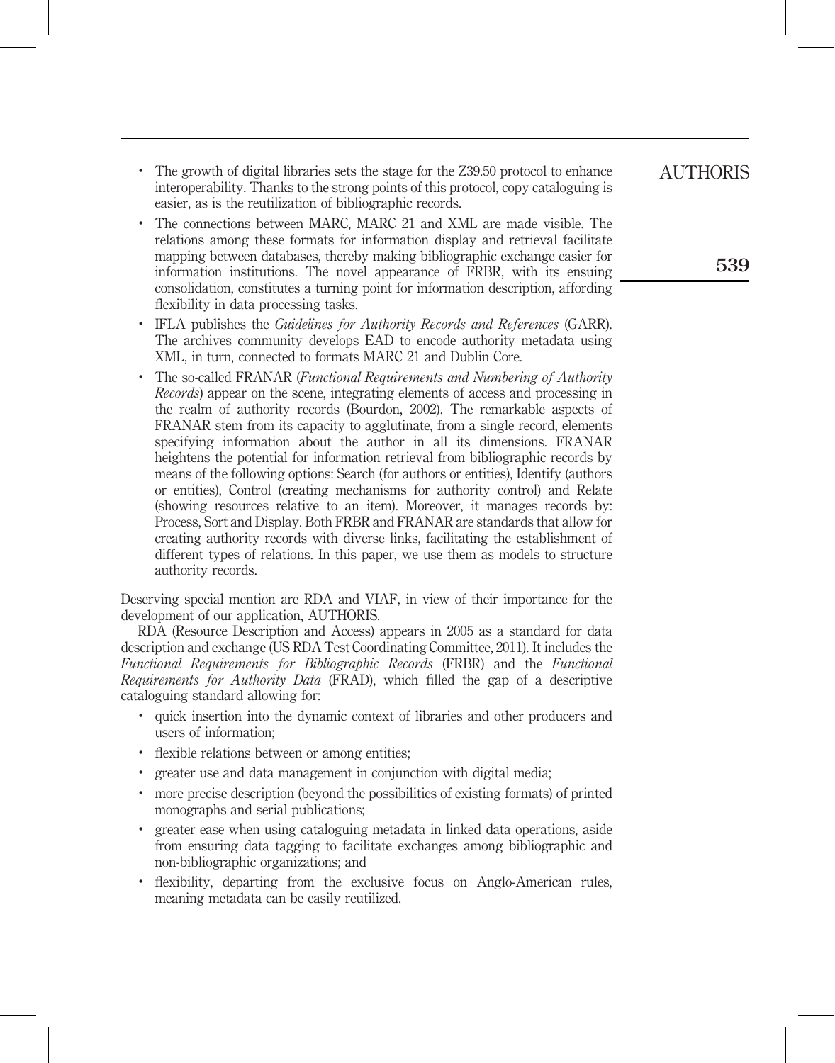- The growth of digital libraries sets the stage for the Z39.50 protocol to enhance interoperability. Thanks to the strong points of this protocol, copy cataloguing is easier, as is the reutilization of bibliographic records.
- The connections between MARC, MARC 21 and XML are made visible. The relations among these formats for information display and retrieval facilitate mapping between databases, thereby making bibliographic exchange easier for information institutions. The novel appearance of FRBR, with its ensuing consolidation, constitutes a turning point for information description, affording flexibility in data processing tasks.
- IFLA publishes the *Guidelines for Authority Records and References* (GARR). The archives community develops EAD to encode authority metadata using XML, in turn, connected to formats MARC 21 and Dublin Core.
- The so-called FRANAR (*Functional Requirements and Numbering of Authority Records*) appear on the scene, integrating elements of access and processing in the realm of authority records (Bourdon, 2002). The remarkable aspects of FRANAR stem from its capacity to agglutinate, from a single record, elements specifying information about the author in all its dimensions. FRANAR heightens the potential for information retrieval from bibliographic records by means of the following options: Search (for authors or entities), Identify (authors or entities), Control (creating mechanisms for authority control) and Relate (showing resources relative to an item). Moreover, it manages records by: Process, Sort and Display. Both FRBR and FRANAR are standards that allow for creating authority records with diverse links, facilitating the establishment of different types of relations. In this paper, we use them as models to structure authority records.

Deserving special mention are RDA and VIAF, in view of their importance for the development of our application, AUTHORIS.

RDA (Resource Description and Access) appears in 2005 as a standard for data description and exchange (US RDA Test Coordinating Committee, 2011). It includes the *Functional Requirements for Bibliographic Records* (FRBR) and the *Functional Requirements for Authority Data* (FRAD), which filled the gap of a descriptive cataloguing standard allowing for:

- quick insertion into the dynamic context of libraries and other producers and users of information;
- flexible relations between or among entities;
- greater use and data management in conjunction with digital media;
- more precise description (beyond the possibilities of existing formats) of printed monographs and serial publications;
- greater ease when using cataloguing metadata in linked data operations, aside from ensuring data tagging to facilitate exchanges among bibliographic and non-bibliographic organizations; and
- flexibility, departing from the exclusive focus on Anglo-American rules, meaning metadata can be easily reutilized.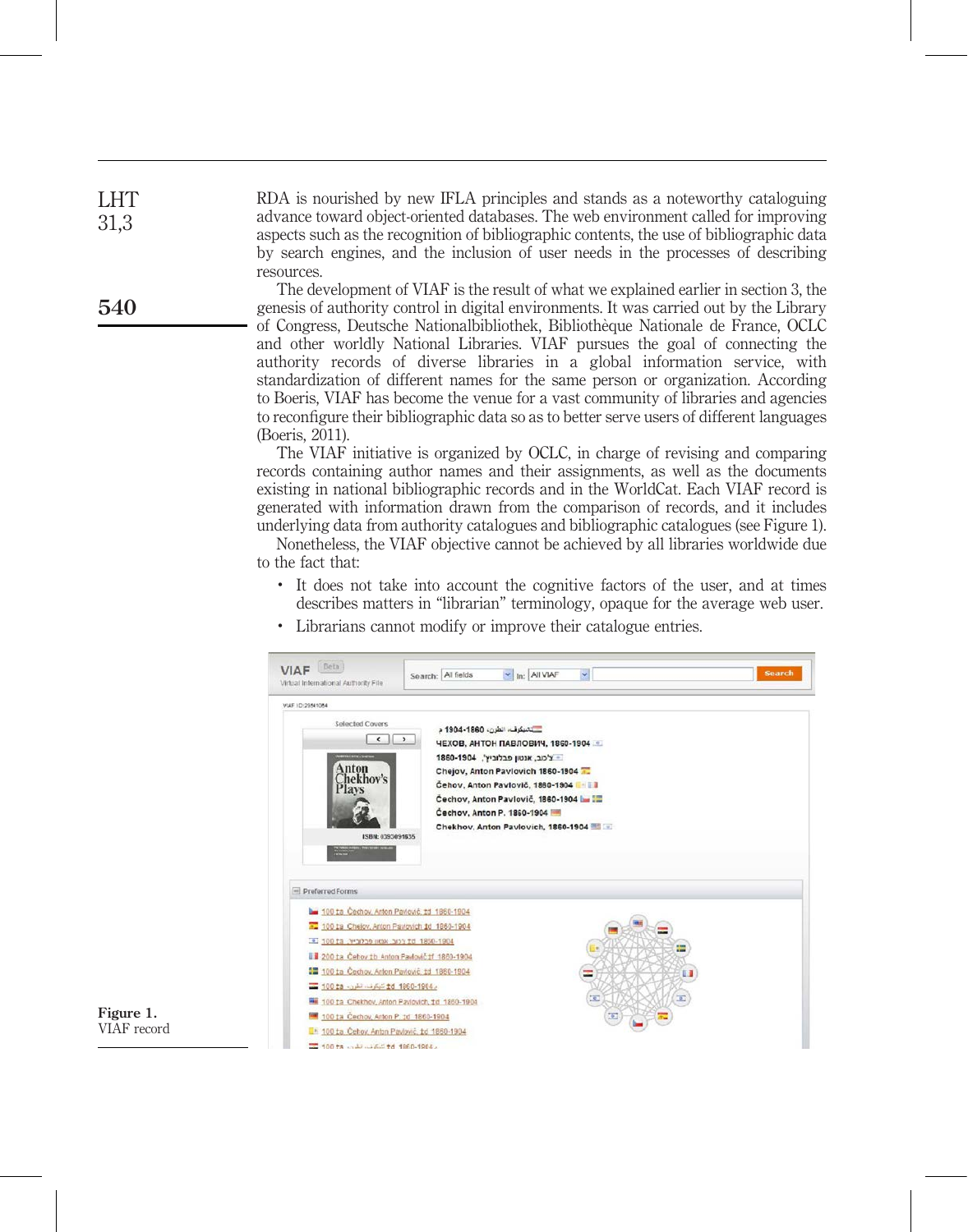RDA is nourished by new IFLA principles and stands as a noteworthy cataloguing advance toward object-oriented databases. The web environment called for improving aspects such as the recognition of bibliographic contents, the use of bibliographic data by search engines, and the inclusion of user needs in the processes of describing resources.

The development of VIAF is the result of what we explained earlier in section 3, the genesis of authority control in digital environments. It was carried out by the Library of Congress, Deutsche Nationalbibliothek, Bibliothèque Nationale de France, OCLC and other worldly National Libraries. VIAF pursues the goal of connecting the authority records of diverse libraries in a global information service, with standardization of different names for the same person or organization. According to Boeris, VIAF has become the venue for a vast community of libraries and agencies to reconfigure their bibliographic data so as to better serve users of different languages (Boeris, 2011).

The VIAF initiative is organized by OCLC, in charge of revising and comparing records containing author names and their assignments, as well as the documents existing in national bibliographic records and in the WorldCat. Each VIAF record is generated with information drawn from the comparison of records, and it includes underlying data from authority catalogues and bibliographic catalogues (see Figure 1).

Nonetheless, the VIAF objective cannot be achieved by all libraries worldwide due to the fact that:

- It does not take into account the cognitive factors of the user, and at times describes matters in "librarian" terminology, opaque for the average web user.
- Librarians cannot modify or improve their catalogue entries.

Figure 1.
VIAF record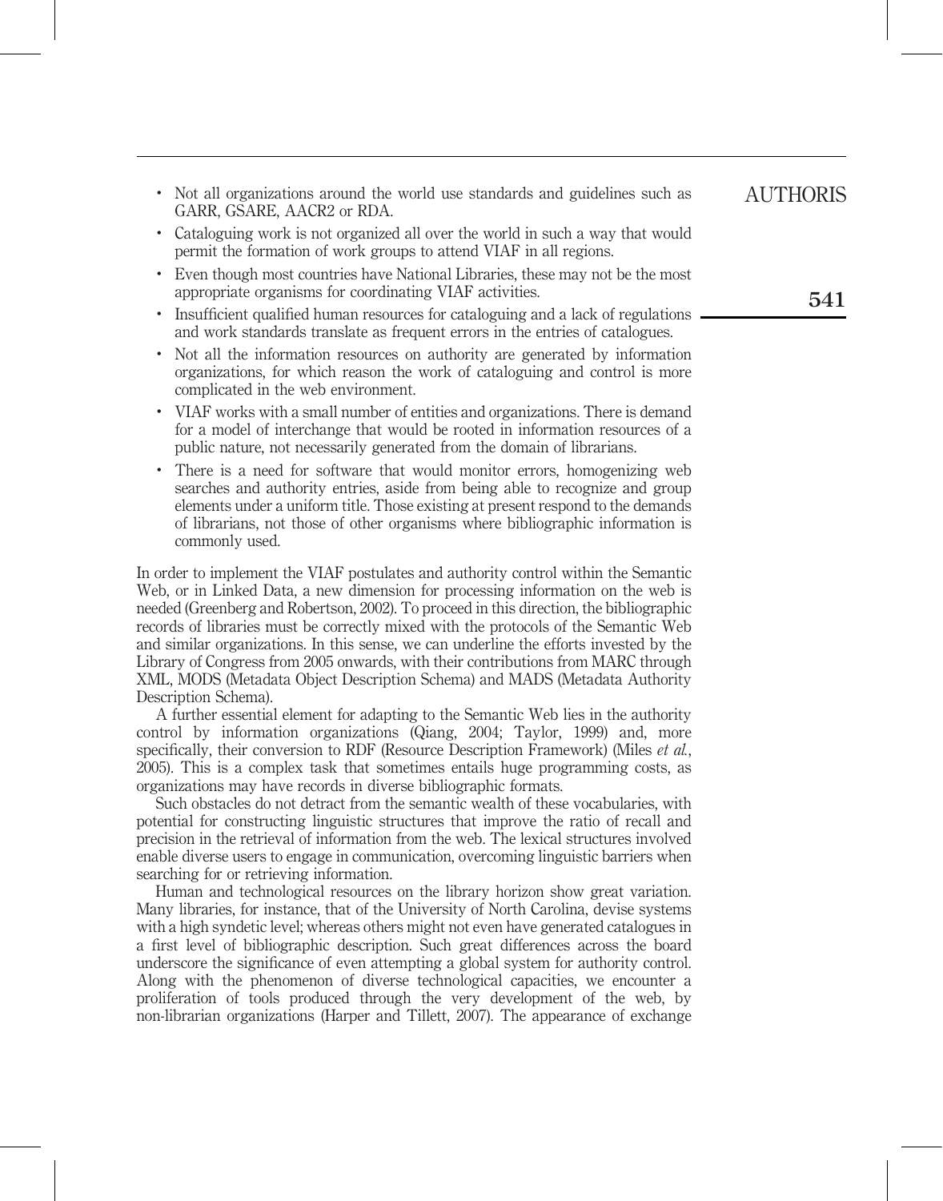- Not all organizations around the world use standards and guidelines such as GARR, GSARE, AACR2 or RDA.
- Cataloguing work is not organized all over the world in such a way that would permit the formation of work groups to attend VIAF in all regions.
- Even though most countries have National Libraries, these may not be the most appropriate organisms for coordinating VIAF activities.
- Insufficient qualified human resources for cataloguing and a lack of regulations and work standards translate as frequent errors in the entries of catalogues.
- Not all the information resources on authority are generated by information organizations, for which reason the work of cataloguing and control is more complicated in the web environment.
- VIAF works with a small number of entities and organizations. There is demand for a model of interchange that would be rooted in information resources of a public nature, not necessarily generated from the domain of librarians.
- There is a need for software that would monitor errors, homogenizing web searches and authority entries, aside from being able to recognize and group elements under a uniform title. Those existing at present respond to the demands of librarians, not those of other organisms where bibliographic information is commonly used.

In order to implement the VIAF postulates and authority control within the Semantic Web, or in Linked Data, a new dimension for processing information on the web is needed (Greenberg and Robertson, 2002). To proceed in this direction, the bibliographic records of libraries must be correctly mixed with the protocols of the Semantic Web and similar organizations. In this sense, we can underline the efforts invested by the Library of Congress from 2005 onwards, with their contributions from MARC through XML, MODS (Metadata Object Description Schema) and MADS (Metadata Authority Description Schema).

A further essential element for adapting to the Semantic Web lies in the authority control by information organizations (Qiang, 2004; Taylor, 1999) and, more specifically, their conversion to RDF (Resource Description Framework) (Miles *et al.*, 2005). This is a complex task that sometimes entails huge programming costs, as organizations may have records in diverse bibliographic formats.

Such obstacles do not detract from the semantic wealth of these vocabularies, with potential for constructing linguistic structures that improve the ratio of recall and precision in the retrieval of information from the web. The lexical structures involved enable diverse users to engage in communication, overcoming linguistic barriers when searching for or retrieving information.

Human and technological resources on the library horizon show great variation. Many libraries, for instance, that of the University of North Carolina, devise systems with a high syndetic level; whereas others might not even have generated catalogues in a first level of bibliographic description. Such great differences across the board underscore the significance of even attempting a global system for authority control. Along with the phenomenon of diverse technological capacities, we encounter a proliferation of tools produced through the very development of the web, by non-librarian organizations (Harper and Tillett, 2007). The appearance of exchange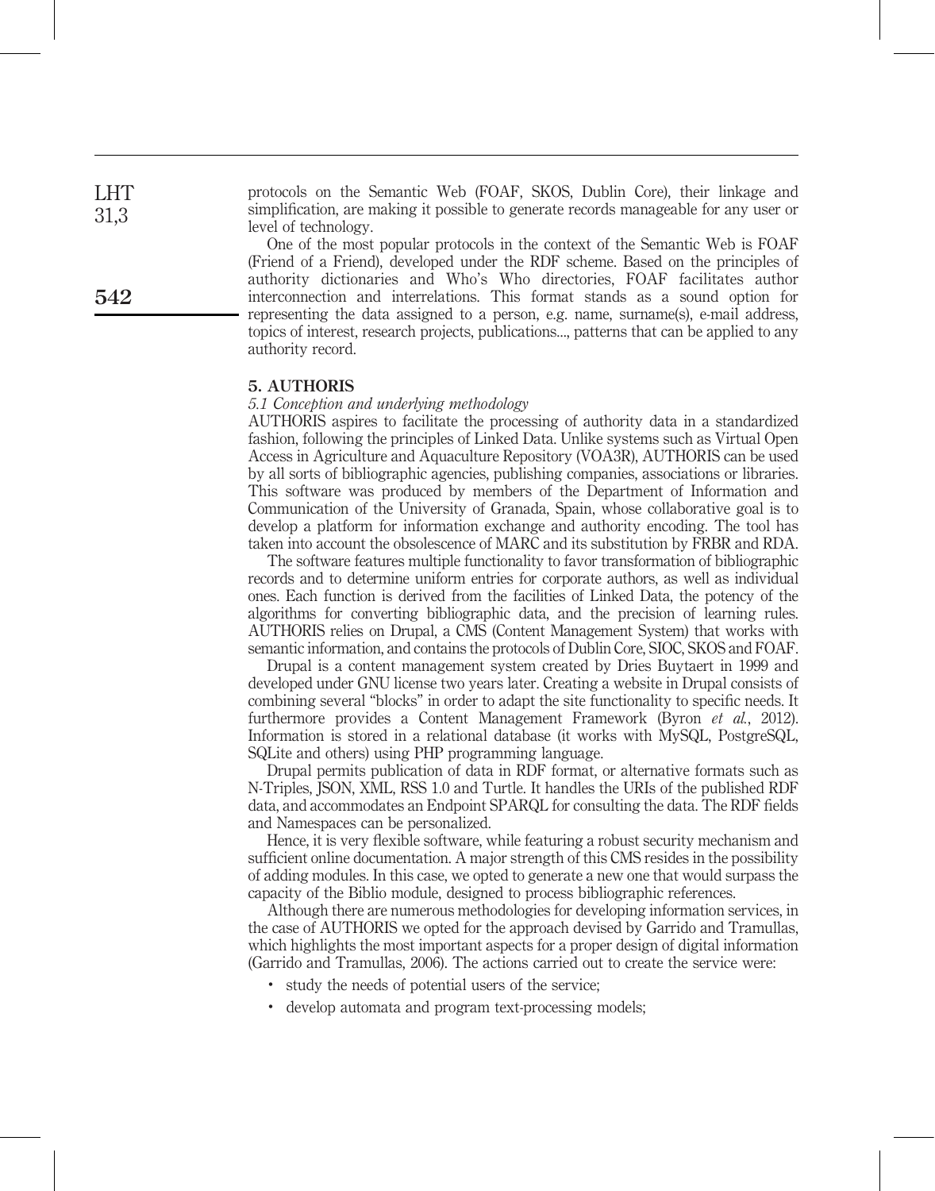protocols on the Semantic Web (FOAF, SKOS, Dublin Core), their linkage and simplification, are making it possible to generate records manageable for any user or level of technology.

One of the most popular protocols in the context of the Semantic Web is FOAF (Friend of a Friend), developed under the RDF scheme. Based on the principles of authority dictionaries and Who's Who directories, FOAF facilitates author interconnection and interrelations. This format stands as a sound option for representing the data assigned to a person, e.g. name, surname(s), e-mail address, topics of interest, research projects, publications..., patterns that can be applied to any authority record.

## 5. AUTHORIS

### *5.1 Conception and underlying methodology*

AUTHORIS aspires to facilitate the processing of authority data in a standardized fashion, following the principles of Linked Data. Unlike systems such as Virtual Open Access in Agriculture and Aquaculture Repository (VOA3R), AUTHORIS can be used by all sorts of bibliographic agencies, publishing companies, associations or libraries. This software was produced by members of the Department of Information and Communication of the University of Granada, Spain, whose collaborative goal is to develop a platform for information exchange and authority encoding. The tool has taken into account the obsolescence of MARC and its substitution by FRBR and RDA.

The software features multiple functionality to favor transformation of bibliographic records and to determine uniform entries for corporate authors, as well as individual ones. Each function is derived from the facilities of Linked Data, the potency of the algorithms for converting bibliographic data, and the precision of learning rules. AUTHORIS relies on Drupal, a CMS (Content Management System) that works with semantic information, and contains the protocols of Dublin Core, SIOC, SKOS and FOAF.

Drupal is a content management system created by Dries Buytaert in 1999 and developed under GNU license two years later. Creating a website in Drupal consists of combining several "blocks" in order to adapt the site functionality to specific needs. It furthermore provides a Content Management Framework (Byron *et al.*, 2012). Information is stored in a relational database (it works with MySQL, PostgreSQL, SQLite and others) using PHP programming language.

Drupal permits publication of data in RDF format, or alternative formats such as N-Triples, JSON, XML, RSS 1.0 and Turtle. It handles the URIs of the published RDF data, and accommodates an Endpoint SPARQL for consulting the data. The RDF fields and Namespaces can be personalized.

Hence, it is very flexible software, while featuring a robust security mechanism and sufficient online documentation. A major strength of this CMS resides in the possibility of adding modules. In this case, we opted to generate a new one that would surpass the capacity of the Biblio module, designed to process bibliographic references.

Although there are numerous methodologies for developing information services, in the case of AUTHORIS we opted for the approach devised by Garrido and Tramullas, which highlights the most important aspects for a proper design of digital information (Garrido and Tramullas, 2006). The actions carried out to create the service were:

- study the needs of potential users of the service;
- develop automata and program text-processing models;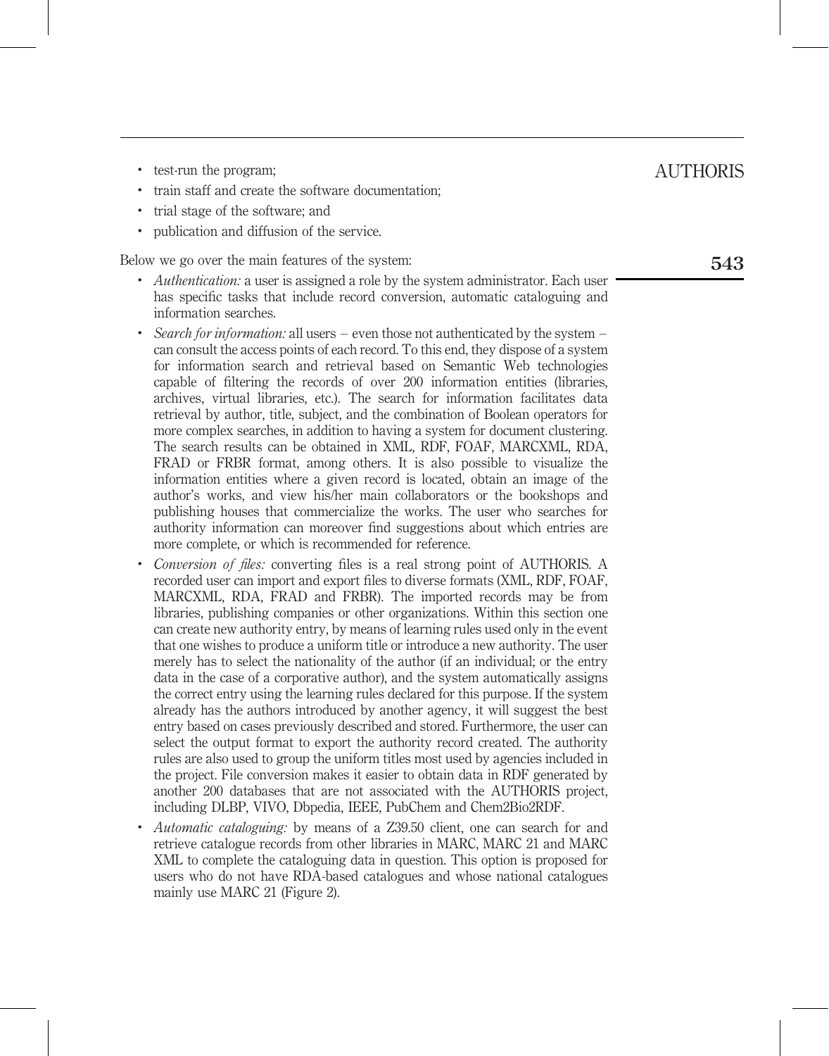- test-run the program;
- train staff and create the software documentation;
- trial stage of the software; and
- publication and diffusion of the service.

Below we go over the main features of the system:

- *Authentication:* a user is assigned a role by the system administrator. Each user has specific tasks that include record conversion, automatic cataloguing and information searches.
- *Search for information:* all users – even those not authenticated by the system – can consult the access points of each record. To this end, they dispose of a system for information search and retrieval based on Semantic Web technologies capable of filtering the records of over 200 information entities (libraries, archives, virtual libraries, etc.). The search for information facilitates data retrieval by author, title, subject, and the combination of Boolean operators for more complex searches, in addition to having a system for document clustering. The search results can be obtained in XML, RDF, FOAF, MARCXML, RDA, FRAD or FRBR format, among others. It is also possible to visualize the information entities where a given record is located, obtain an image of the author's works, and view his/her main collaborators or the bookshops and publishing houses that commercialize the works. The user who searches for authority information can moreover find suggestions about which entries are more complete, or which is recommended for reference.
- *Conversion of files:* converting files is a real strong point of AUTHORIS. A recorded user can import and export files to diverse formats (XML, RDF, FOAF, MARCXML, RDA, FRAD and FRBR). The imported records may be from libraries, publishing companies or other organizations. Within this section one can create new authority entry, by means of learning rules used only in the event that one wishes to produce a uniform title or introduce a new authority. The user merely has to select the nationality of the author (if an individual; or the entry data in the case of a corporative author), and the system automatically assigns the correct entry using the learning rules declared for this purpose. If the system already has the authors introduced by another agency, it will suggest the best entry based on cases previously described and stored. Furthermore, the user can select the output format to export the authority record created. The authority rules are also used to group the uniform titles most used by agencies included in the project. File conversion makes it easier to obtain data in RDF generated by another 200 databases that are not associated with the AUTHORIS project, including DLBP, VIVO, Dbpedia, IEEE, PubChem and Chem2Bio2RDF.
- *Automatic cataloguing:* by means of a Z39.50 client, one can search for and retrieve catalogue records from other libraries in MARC, MARC 21 and MARC XML to complete the cataloguing data in question. This option is proposed for users who do not have RDA-based catalogues and whose national catalogues mainly use MARC 21 (Figure 2).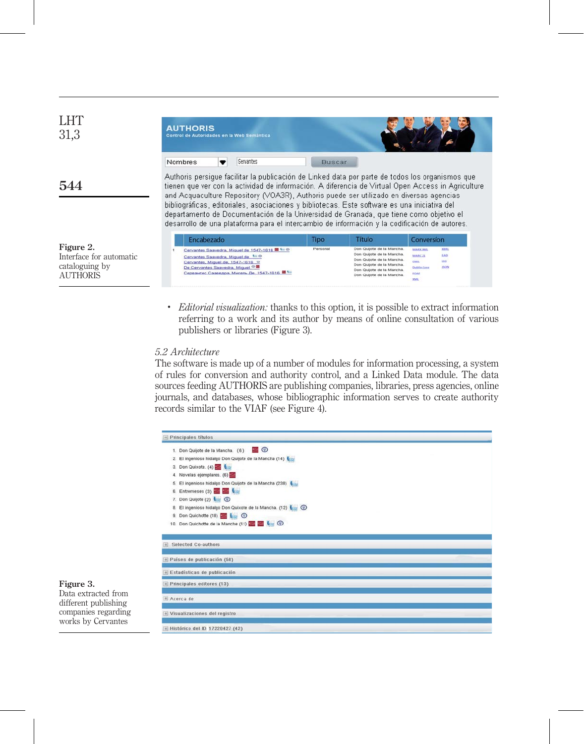Figure 2.
Interface for automatic cataloguing by AUTHORIS

- *Editorial visualization:* thanks to this option, it is possible to extract information referring to a work and its author by means of online consultation of various publishers or libraries (Figure 3).

### 5.2 Architecture

The software is made up of a number of modules for information processing, a system of rules for conversion and authority control, and a Linked Data module. The data sources feeding AUTHORIS are publishing companies, libraries, press agencies, online journals, and databases, whose bibliographic information serves to create authority records similar to the VIAF (see Figure 4).

Figure 3.
Data extracted from different publishing companies regarding works by Cervantes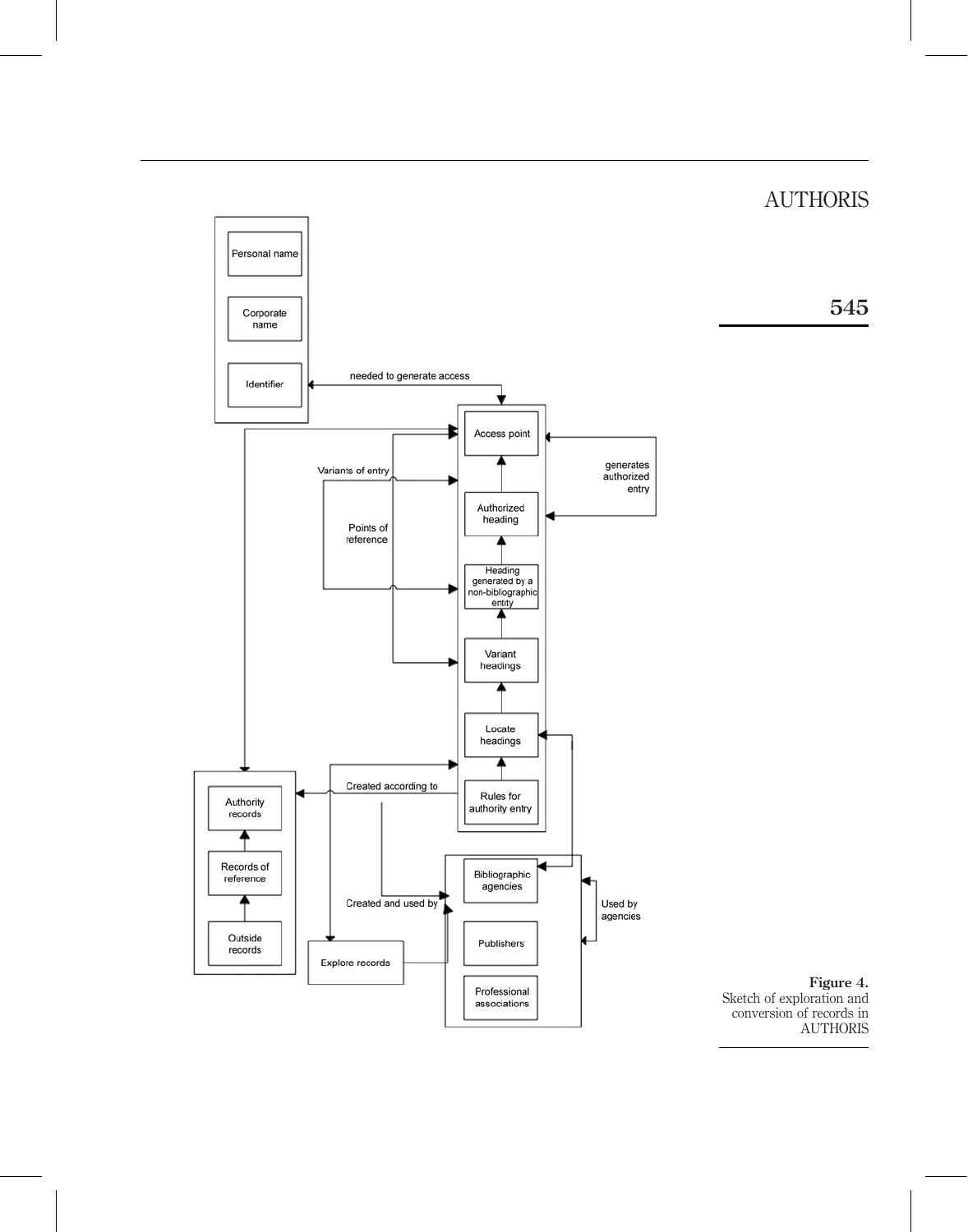**Figure 4.**
Sketch of exploration and conversion of records in AUTHORIS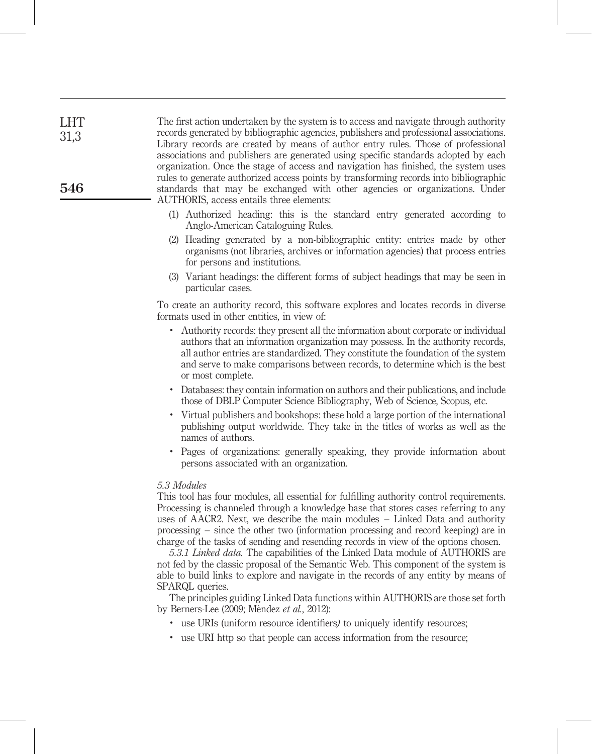The first action undertaken by the system is to access and navigate through authority records generated by bibliographic agencies, publishers and professional associations. Library records are created by means of author entry rules. Those of professional associations and publishers are generated using specific standards adopted by each organization. Once the stage of access and navigation has finished, the system uses rules to generate authorized access points by transforming records into bibliographic standards that may be exchanged with other agencies or organizations. Under AUTHORIS, access entails three elements:

1. Authorized heading: this is the standard entry generated according to Anglo-American Cataloguing Rules.
2. Heading generated by a non-bibliographic entity: entries made by other organisms (not libraries, archives or information agencies) that process entries for persons and institutions.
3. Variant headings: the different forms of subject headings that may be seen in particular cases.

To create an authority record, this software explores and locates records in diverse formats used in other entities, in view of:

- Authority records: they present all the information about corporate or individual authors that an information organization may possess. In the authority records, all author entries are standardized. They constitute the foundation of the system and serve to make comparisons between records, to determine which is the best or most complete.
- Databases: they contain information on authors and their publications, and include those of DBLP Computer Science Bibliography, Web of Science, Scopus, etc.
- Virtual publishers and bookshops: these hold a large portion of the international publishing output worldwide. They take in the titles of works as well as the names of authors.
- Pages of organizations: generally speaking, they provide information about persons associated with an organization.

### *5.3 Modules*

This tool has four modules, all essential for fulfilling authority control requirements. Processing is channeled through a knowledge base that stores cases referring to any uses of AACR2. Next, we describe the main modules – Linked Data and authority processing – since the other two (information processing and record keeping) are in charge of the tasks of sending and resending records in view of the options chosen.

*5.3.1 Linked data.* The capabilities of the Linked Data module of AUTHORIS are not fed by the classic proposal of the Semantic Web. This component of the system is able to build links to explore and navigate in the records of any entity by means of SPARQL queries.

The principles guiding Linked Data functions within AUTHORIS are those set forth by Berners-Lee (2009; Méndez *et al.*, 2012):

- use URIs (uniform resource identifiers) to uniquely identify resources;
- use URI http so that people can access information from the resource;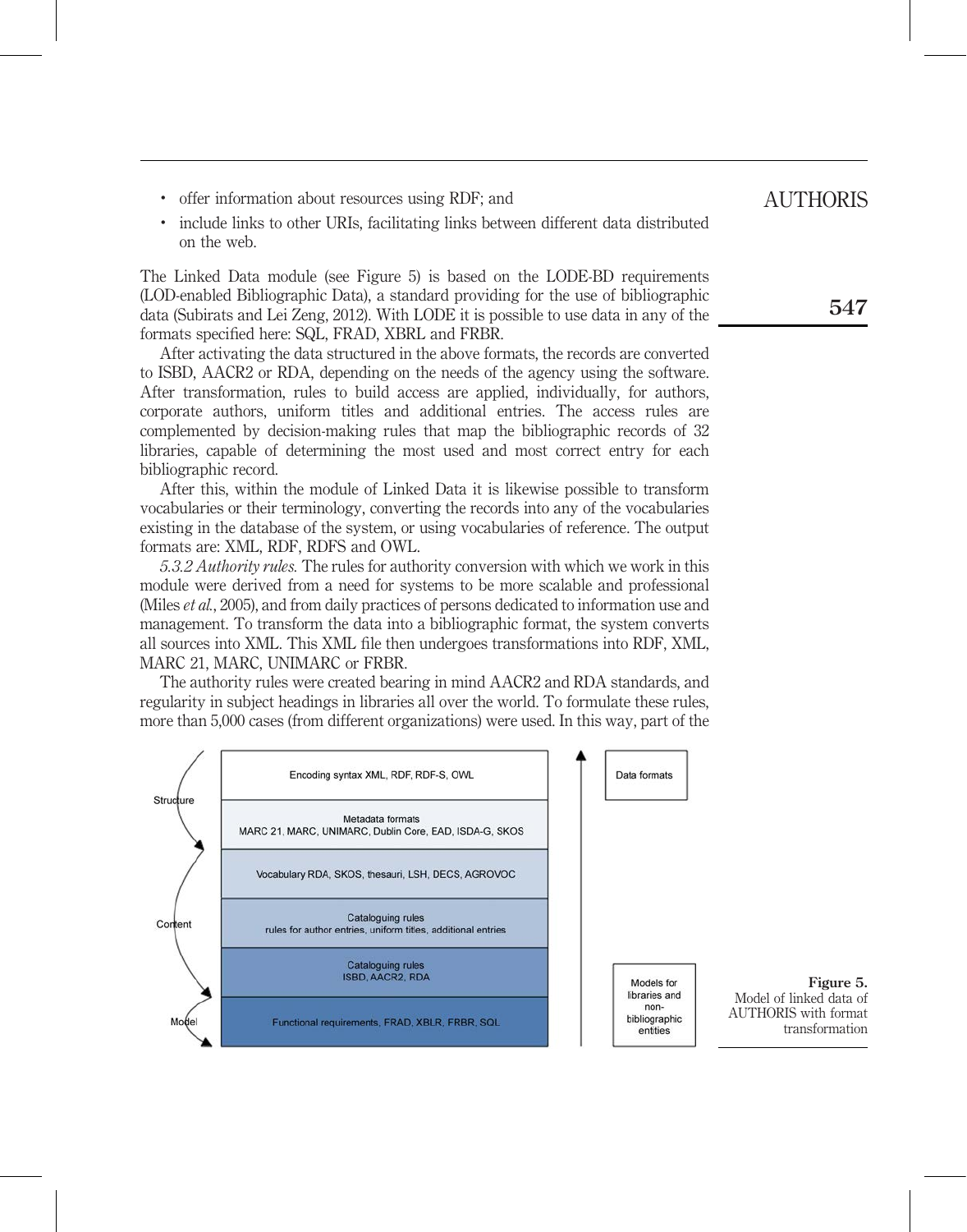- offer information about resources using RDF; and
- include links to other URIs, facilitating links between different data distributed on the web.

The Linked Data module (see Figure 5) is based on the LODE-BD requirements (LOD-enabled Bibliographic Data), a standard providing for the use of bibliographic data (Subirats and Lei Zeng, 2012). With LODE it is possible to use data in any of the formats specified here: SQL, FRAD, XBRL and FRBR.

After activating the data structured in the above formats, the records are converted to ISBD, AACR2 or RDA, depending on the needs of the agency using the software. After transformation, rules to build access are applied, individually, for authors, corporate authors, uniform titles and additional entries. The access rules are complemented by decision-making rules that map the bibliographic records of 32 libraries, capable of determining the most used and most correct entry for each bibliographic record.

After this, within the module of Linked Data it is likewise possible to transform vocabularies or their terminology, converting the records into any of the vocabularies existing in the database of the system, or using vocabularies of reference. The output formats are: XML, RDF, RDFS and OWL.

*5.3.2 Authority rules.* The rules for authority conversion with which we work in this module were derived from a need for systems to be more scalable and professional (Miles *et al.*, 2005), and from daily practices of persons dedicated to information use and management. To transform the data into a bibliographic format, the system converts all sources into XML. This XML file then undergoes transformations into RDF, XML, MARC 21, MARC, UNIMARC or FRBR.

The authority rules were created bearing in mind AACR2 and RDA standards, and regularity in subject headings in libraries all over the world. To formulate these rules, more than 5,000 cases (from different organizations) were used. In this way, part of the

| | Layer | |
|---|---|---|
| Structure | Encoding syntax XML, RDF, RDF-S, OWL | Data formats |
| | Metadata formats MARC 21, MARC, UNIMARC, Dublin Core, EAD, ISDA-G, SKOS | |
| Content | Vocabulary RDA, SKOS, thesauri, LSH, DECS, AGROVOC | |
| | Cataloguing rules rules for author entries, uniform titles, additional entries | |
| | Cataloguing rules ISBD, AACR2, RDA | |
| Model | Functional requirements, FRAD, XBLR, FRBR, SQL | Models for libraries and non-bibliographic entities |

**Figure 5.** Model of linked data of AUTHORIS with format transformation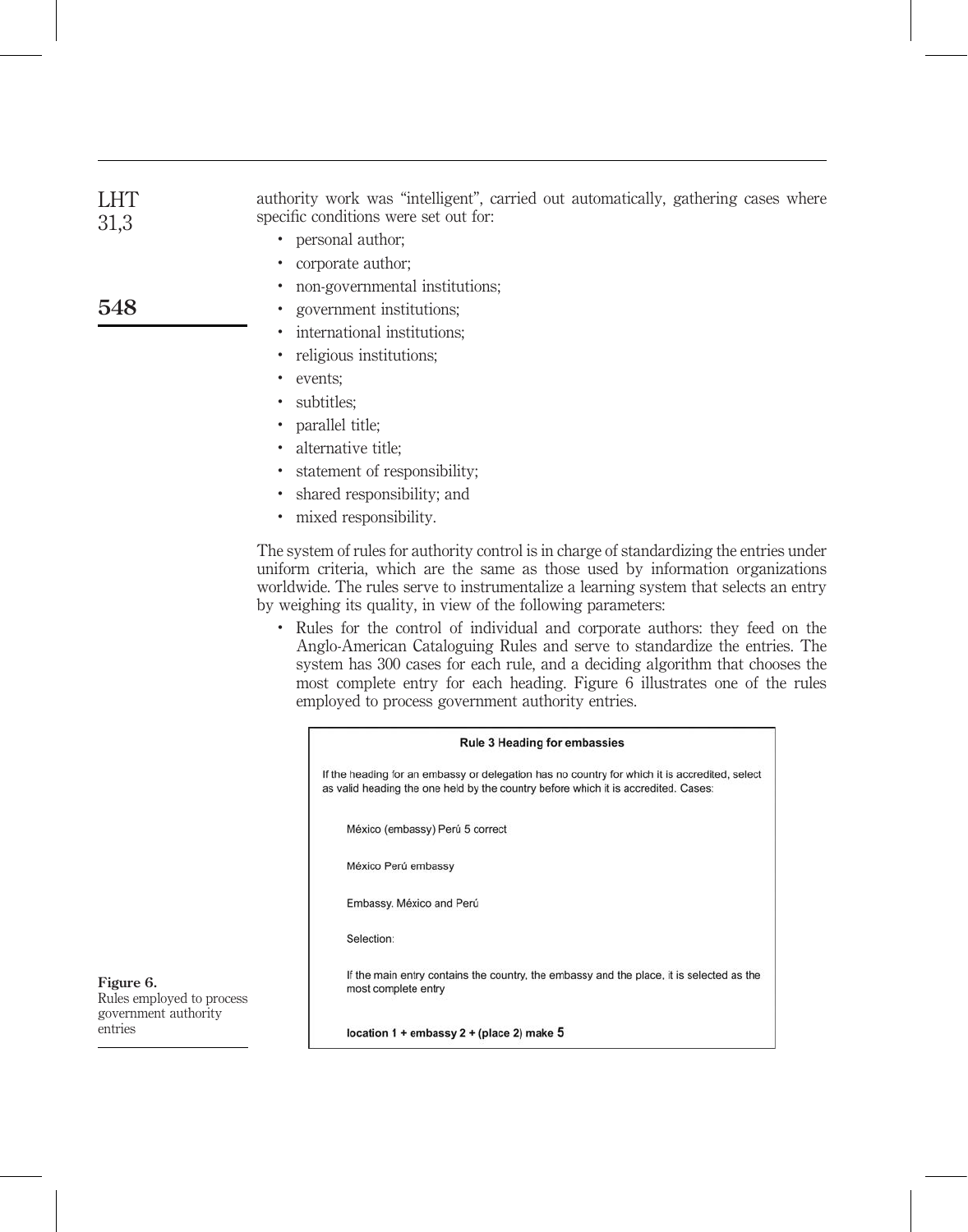authority work was "intelligent", carried out automatically, gathering cases where specific conditions were set out for:

- personal author;
- corporate author;
- non-governmental institutions;
- government institutions;
- international institutions;
- religious institutions;
- events;
- subtitles;
- parallel title;
- alternative title;
- statement of responsibility;
- shared responsibility; and
- mixed responsibility.

The system of rules for authority control is in charge of standardizing the entries under uniform criteria, which are the same as those used by information organizations worldwide. The rules serve to instrumentalize a learning system that selects an entry by weighing its quality, in view of the following parameters:

- Rules for the control of individual and corporate authors: they feed on the Anglo-American Cataloguing Rules and serve to standardize the entries. The system has 300 cases for each rule, and a deciding algorithm that chooses the most complete entry for each heading. Figure 6 illustrates one of the rules employed to process government authority entries.

**Rule 3 Heading for embassies**

If the heading for an embassy or delegation has no country for which it is accredited, select as valid heading the one held by the country before which it is accredited. Cases:

México (embassy) Perú 5 correct

México Perú embassy

Embassy. México and Perú

Selection:

If the main entry contains the country, the embassy and the place, it is selected as the most complete entry

**location 1 + embassy 2 + (place 2) make 5**

**Figure 6.** Rules employed to process government authority entries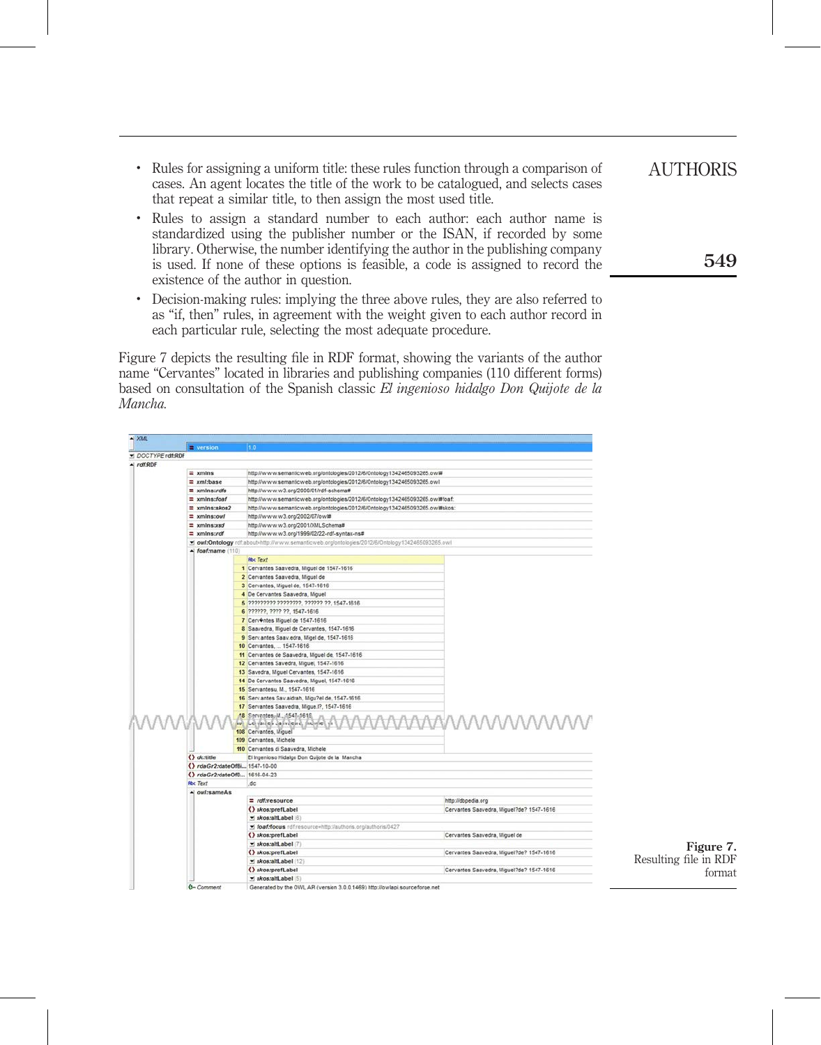- Rules for assigning a uniform title: these rules function through a comparison of cases. An agent locates the title of the work to be catalogued, and selects cases that repeat a similar title, to then assign the most used title.
- Rules to assign a standard number to each author: each author name is standardized using the publisher number or the ISAN, if recorded by some library. Otherwise, the number identifying the author in the publishing company is used. If none of these options is feasible, a code is assigned to record the existence of the author in question.
- Decision-making rules: implying the three above rules, they are also referred to as "if, then" rules, in agreement with the weight given to each author record in each particular rule, selecting the most adequate procedure.

Figure 7 depicts the resulting file in RDF format, showing the variants of the author name "Cervantes" located in libraries and publishing companies (110 different forms) based on consultation of the Spanish classic *El ingenioso hidalgo Don Quijote de la Mancha*.

**Figure 7.** Resulting file in RDF format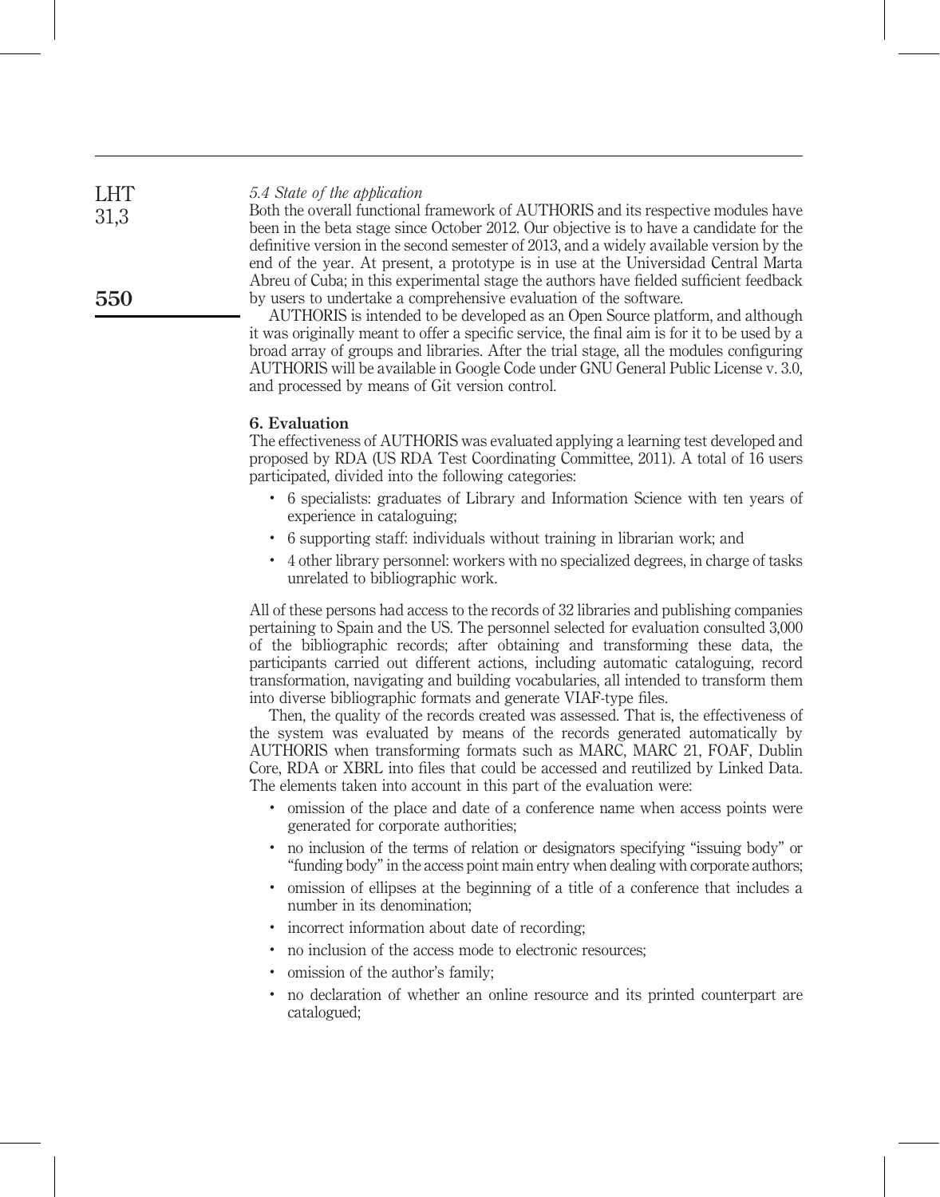*5.4 State of the application*

Both the overall functional framework of AUTHORIS and its respective modules have been in the beta stage since October 2012. Our objective is to have a candidate for the definitive version in the second semester of 2013, and a widely available version by the end of the year. At present, a prototype is in use at the Universidad Central Marta Abreu of Cuba; in this experimental stage the authors have fielded sufficient feedback by users to undertake a comprehensive evaluation of the software.

AUTHORIS is intended to be developed as an Open Source platform, and although it was originally meant to offer a specific service, the final aim is for it to be used by a broad array of groups and libraries. After the trial stage, all the modules configuring AUTHORIS will be available in Google Code under GNU General Public License v. 3.0, and processed by means of Git version control.

## 6. Evaluation

The effectiveness of AUTHORIS was evaluated applying a learning test developed and proposed by RDA (US RDA Test Coordinating Committee, 2011). A total of 16 users participated, divided into the following categories:

- 6 specialists: graduates of Library and Information Science with ten years of experience in cataloguing;
- 6 supporting staff: individuals without training in librarian work; and
- 4 other library personnel: workers with no specialized degrees, in charge of tasks unrelated to bibliographic work.

All of these persons had access to the records of 32 libraries and publishing companies pertaining to Spain and the US. The personnel selected for evaluation consulted 3,000 of the bibliographic records; after obtaining and transforming these data, the participants carried out different actions, including automatic cataloguing, record transformation, navigating and building vocabularies, all intended to transform them into diverse bibliographic formats and generate VIAF-type files.

Then, the quality of the records created was assessed. That is, the effectiveness of the system was evaluated by means of the records generated automatically by AUTHORIS when transforming formats such as MARC, MARC 21, FOAF, Dublin Core, RDA or XBRL into files that could be accessed and reutilized by Linked Data. The elements taken into account in this part of the evaluation were:

- omission of the place and date of a conference name when access points were generated for corporate authorities;
- no inclusion of the terms of relation or designators specifying "issuing body" or "funding body" in the access point main entry when dealing with corporate authors;
- omission of ellipses at the beginning of a title of a conference that includes a number in its denomination;
- incorrect information about date of recording;
- no inclusion of the access mode to electronic resources;
- omission of the author's family;
- no declaration of whether an online resource and its printed counterpart are catalogued;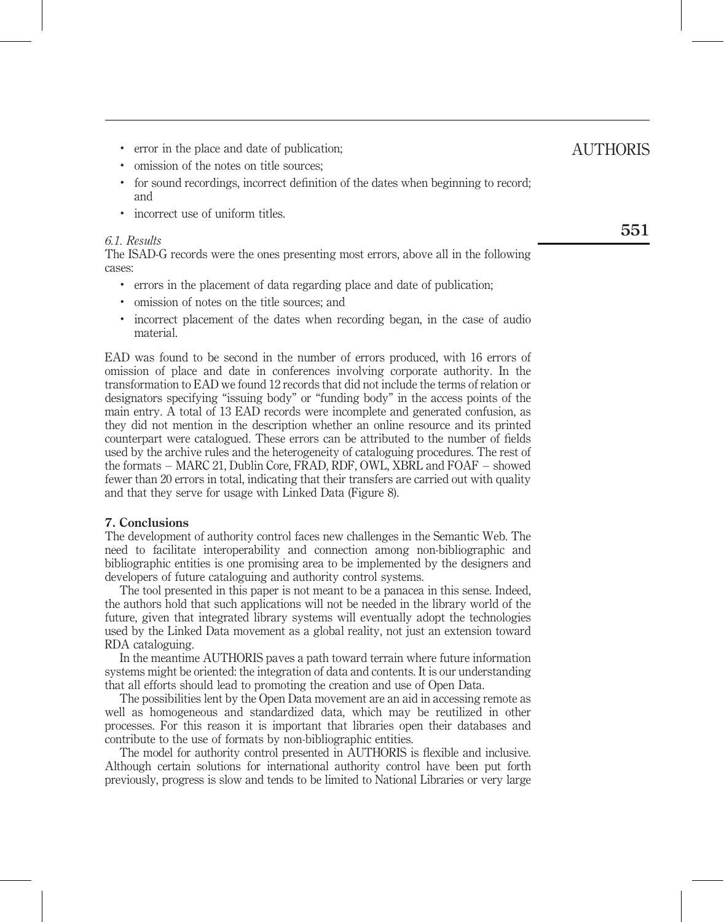- error in the place and date of publication;
- omission of the notes on title sources;
- for sound recordings, incorrect definition of the dates when beginning to record; and
- incorrect use of uniform titles.

### *6.1. Results*

The ISAD-G records were the ones presenting most errors, above all in the following cases:

- errors in the placement of data regarding place and date of publication;
- omission of notes on the title sources; and
- incorrect placement of the dates when recording began, in the case of audio material.

EAD was found to be second in the number of errors produced, with 16 errors of omission of place and date in conferences involving corporate authority. In the transformation to EAD we found 12 records that did not include the terms of relation or designators specifying "issuing body" or "funding body" in the access points of the main entry. A total of 13 EAD records were incomplete and generated confusion, as they did not mention in the description whether an online resource and its printed counterpart were catalogued. These errors can be attributed to the number of fields used by the archive rules and the heterogeneity of cataloguing procedures. The rest of the formats – MARC 21, Dublin Core, FRAD, RDF, OWL, XBRL and FOAF – showed fewer than 20 errors in total, indicating that their transfers are carried out with quality and that they serve for usage with Linked Data (Figure 8).

## 7. Conclusions

The development of authority control faces new challenges in the Semantic Web. The need to facilitate interoperability and connection among non-bibliographic and bibliographic entities is one promising area to be implemented by the designers and developers of future cataloguing and authority control systems.

The tool presented in this paper is not meant to be a panacea in this sense. Indeed, the authors hold that such applications will not be needed in the library world of the future, given that integrated library systems will eventually adopt the technologies used by the Linked Data movement as a global reality, not just an extension toward RDA cataloguing.

In the meantime AUTHORIS paves a path toward terrain where future information systems might be oriented: the integration of data and contents. It is our understanding that all efforts should lead to promoting the creation and use of Open Data.

The possibilities lent by the Open Data movement are an aid in accessing remote as well as homogeneous and standardized data, which may be reutilized in other processes. For this reason it is important that libraries open their databases and contribute to the use of formats by non-bibliographic entities.

The model for authority control presented in AUTHORIS is flexible and inclusive. Although certain solutions for international authority control have been put forth previously, progress is slow and tends to be limited to National Libraries or very large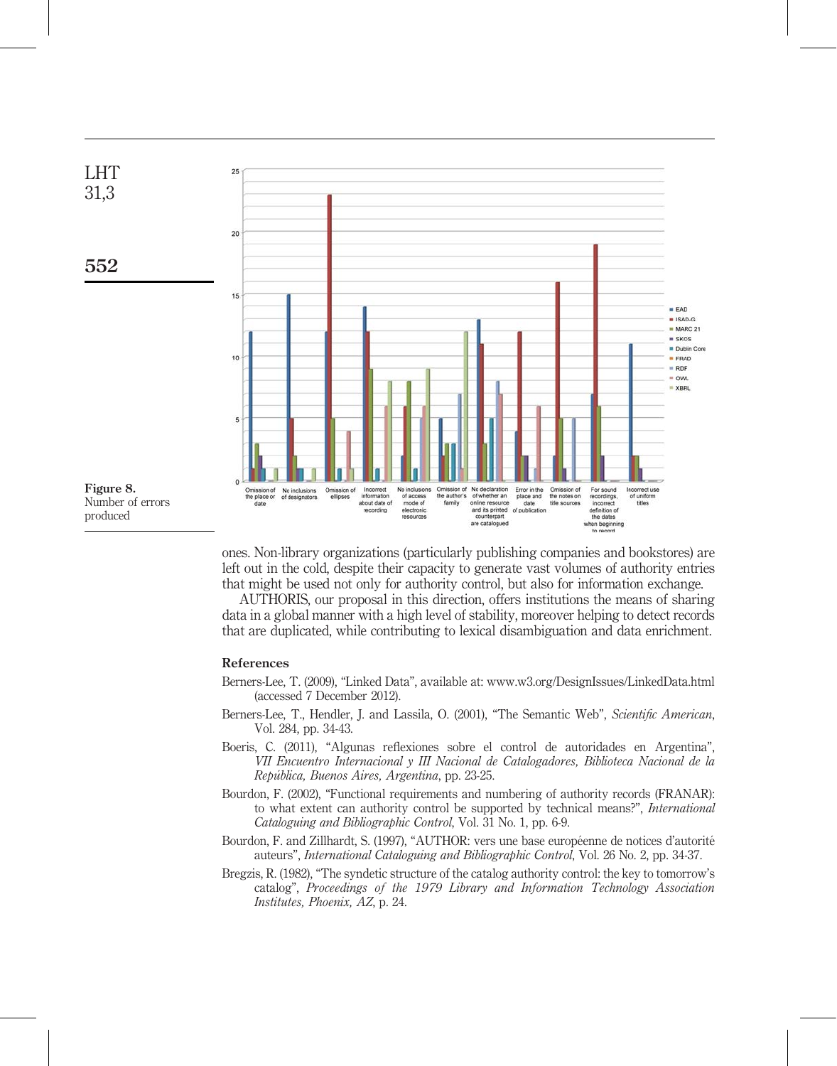Figure 8. Number of errors produced

ones. Non-library organizations (particularly publishing companies and bookstores) are left out in the cold, despite their capacity to generate vast volumes of authority entries that might be used not only for authority control, but also for information exchange.

AUTHORIS, our proposal in this direction, offers institutions the means of sharing data in a global manner with a high level of stability, moreover helping to detect records that are duplicated, while contributing to lexical disambiguation and data enrichment.

## References

Berners-Lee, T. (2009), "Linked Data", available at: www.w3.org/DesignIssues/LinkedData.html (accessed 7 December 2012).

Berners-Lee, T., Hendler, J. and Lassila, O. (2001), "The Semantic Web", *Scientific American*, Vol. 284, pp. 34-43.

Boeris, C. (2011), "Algunas reflexiones sobre el control de autoridades en Argentina", *VII Encuentro Internacional y III Nacional de Catalogadores, Biblioteca Nacional de la República, Buenos Aires, Argentina*, pp. 23-25.

Bourdon, F. (2002), "Functional requirements and numbering of authority records (FRANAR): to what extent can authority control be supported by technical means?", *International Cataloguing and Bibliographic Control*, Vol. 31 No. 1, pp. 6-9.

Bourdon, F. and Zillhardt, S. (1997), "AUTHOR: vers une base européenne de notices d'autorité auteurs", *International Cataloguing and Bibliographic Control*, Vol. 26 No. 2, pp. 34-37.

Bregzis, R. (1982), "The syndetic structure of the catalog authority control: the key to tomorrow's catalog", *Proceedings of the 1979 Library and Information Technology Association Institutes, Phoenix, AZ*, p. 24.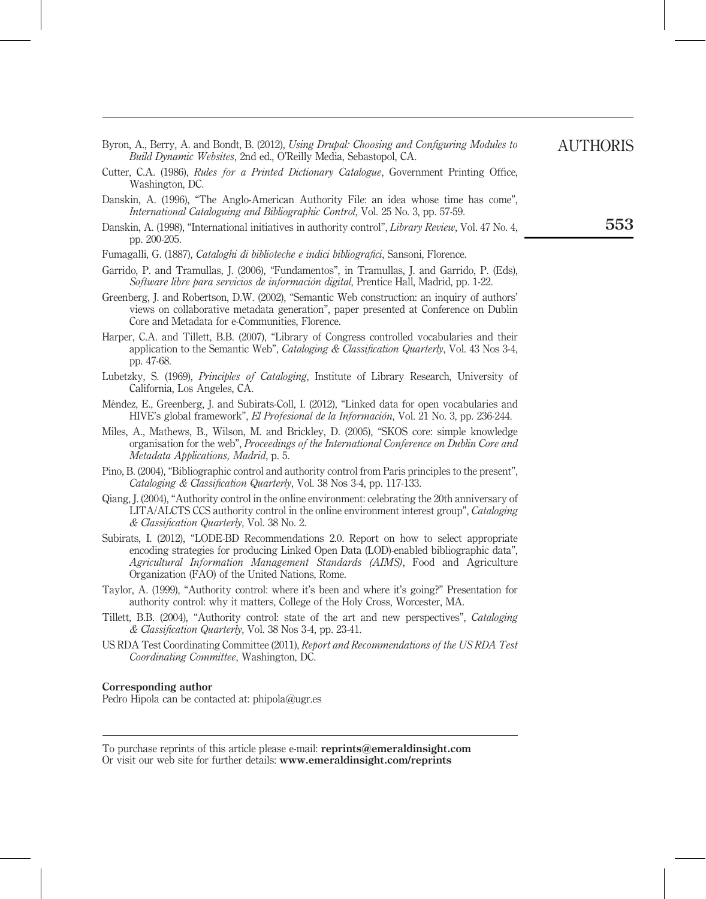Byron, A., Berry, A. and Bondt, B. (2012), *Using Drupal: Choosing and Configuring Modules to Build Dynamic Websites*, 2nd ed., O'Reilly Media, Sebastopol, CA.

Cutter, C.A. (1986), *Rules for a Printed Dictionary Catalogue*, Government Printing Office, Washington, DC.

Danskin, A. (1996), "The Anglo-American Authority File: an idea whose time has come", *International Cataloguing and Bibliographic Control*, Vol. 25 No. 3, pp. 57-59.

Danskin, A. (1998), "International initiatives in authority control", *Library Review*, Vol. 47 No. 4, pp. 200-205.

Fumagalli, G. (1887), *Cataloghi di biblioteche e indici bibliografici*, Sansoni, Florence.

Garrido, P. and Tramullas, J. (2006), "Fundamentos", in Tramullas, J. and Garrido, P. (Eds), *Software libre para servicios de información digital*, Prentice Hall, Madrid, pp. 1-22.

Greenberg, J. and Robertson, D.W. (2002), "Semantic Web construction: an inquiry of authors' views on collaborative metadata generation", paper presented at Conference on Dublin Core and Metadata for e-Communities, Florence.

Harper, C.A. and Tillett, B.B. (2007), "Library of Congress controlled vocabularies and their application to the Semantic Web", *Cataloging & Classification Quarterly*, Vol. 43 Nos 3-4, pp. 47-68.

Lubetzky, S. (1969), *Principles of Cataloging*, Institute of Library Research, University of California, Los Angeles, CA.

Méndez, E., Greenberg, J. and Subirats-Coll, I. (2012), "Linked data for open vocabularies and HIVE's global framework", *El Profesional de la Información*, Vol. 21 No. 3, pp. 236-244.

Miles, A., Mathews, B., Wilson, M. and Brickley, D. (2005), "SKOS core: simple knowledge organisation for the web", *Proceedings of the International Conference on Dublin Core and Metadata Applications, Madrid*, p. 5.

Pino, B. (2004), "Bibliographic control and authority control from Paris principles to the present", *Cataloging & Classification Quarterly*, Vol. 38 Nos 3-4, pp. 117-133.

Qiang, J. (2004), "Authority control in the online environment: celebrating the 20th anniversary of LITA/ALCTS CCS authority control in the online environment interest group", *Cataloging & Classification Quarterly*, Vol. 38 No. 2.

Subirats, I. (2012), "LODE-BD Recommendations 2.0. Report on how to select appropriate encoding strategies for producing Linked Open Data (LOD)-enabled bibliographic data", *Agricultural Information Management Standards (AIMS)*, Food and Agriculture Organization (FAO) of the United Nations, Rome.

Taylor, A. (1999), "Authority control: where it's been and where it's going?" Presentation for authority control: why it matters, College of the Holy Cross, Worcester, MA.

Tillett, B.B. (2004), "Authority control: state of the art and new perspectives", *Cataloging & Classification Quarterly*, Vol. 38 Nos 3-4, pp. 23-41.

US RDA Test Coordinating Committee (2011), *Report and Recommendations of the US RDA Test Coordinating Committee*, Washington, DC.

**Corresponding author**

Pedro Hipola can be contacted at: phipola@ugr.es

To purchase reprints of this article please e-mail: **reprints@emeraldinsight.com**
Or visit our web site for further details: **www.emeraldinsight.com/reprints**